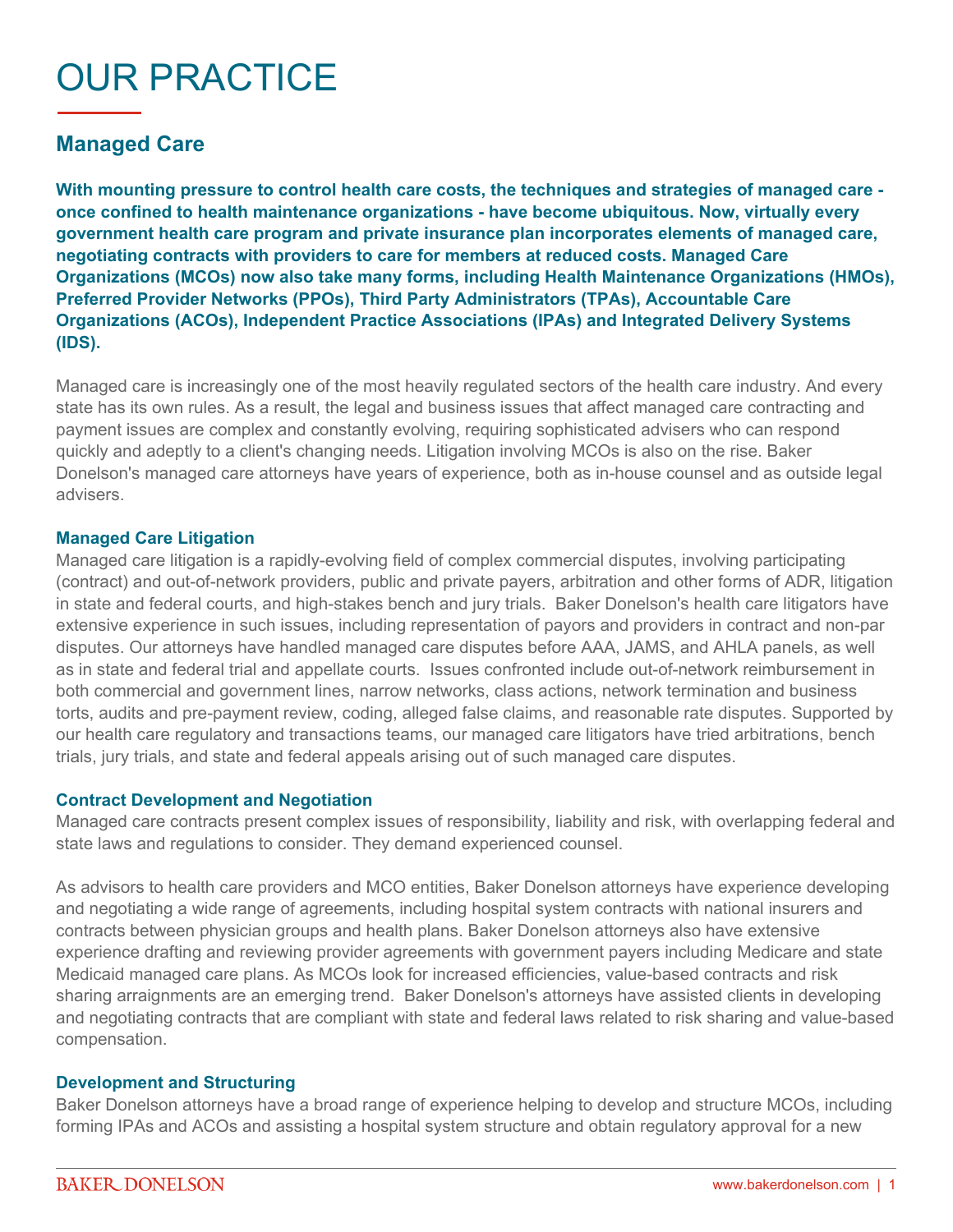# OUR PRACTICE

## Managed Care

**With mounting pressure to control health care costs, the techniques and strategies of managed care - once confined to health maintenance organizations - have become ubiquitous. Now, virtually every government health care program and private insurance plan incorporates elements of managed care, negotiating contracts with providers to care for members at reduced costs. Managed Care Organizations (MCOs) now also take many forms, including Health Maintenance Organizations (HMOs), Preferred Provider Networks (PPOs), Third Party Administrators (TPAs), Accountable Care Organizations (ACOs), Independent Practice Associations (IPAs) and Integrated Delivery Systems (IDS).**

Managed care is increasingly one of the most heavily regulated sectors of the health care industry. And every state has its own rules. As a result, the legal and business issues that affect managed care contracting and payment issues are complex and constantly evolving, requiring sophisticated advisers who can respond quickly and adeptly to a client's changing needs. Litigation involving MCOs is also on the rise. Baker Donelson's managed care attorneys have years of experience, both as in-house counsel and as outside legal advisers.

### Managed Care Litigation

Managed care litigation is a rapidly-evolving field of complex commercial disputes, involving participating (contract) and out-of-network providers, public and private payers, arbitration and other forms of ADR, litigation in state and federal courts, and high-stakes bench and jury trials. Baker Donelson's health care litigators have extensive experience in such issues, including representation of payors and providers in contract and non-par disputes. Our attorneys have handled managed care disputes before AAA, JAMS, and AHLA panels, as well as in state and federal trial and appellate courts. Issues confronted include out-of-network reimbursement in both commercial and government lines, narrow networks, class actions, network termination and business torts, audits and pre-payment review, coding, alleged false claims, and reasonable rate disputes. Supported by our health care regulatory and transactions teams, our managed care litigators have tried arbitrations, bench trials, jury trials, and state and federal appeals arising out of such managed care disputes.

### Contract Development and Negotiation

Managed care contracts present complex issues of responsibility, liability and risk, with overlapping federal and state laws and regulations to consider. They demand experienced counsel.

As advisors to health care providers and MCO entities, Baker Donelson attorneys have experience developing and negotiating a wide range of agreements, including hospital system contracts with national insurers and contracts between physician groups and health plans. Baker Donelson attorneys also have extensive experience drafting and reviewing provider agreements with government payers including Medicare and state Medicaid managed care plans. As MCOs look for increased efficiencies, value-based contracts and risk sharing arraignments are an emerging trend. Baker Donelson's attorneys have assisted clients in developing and negotiating contracts that are compliant with state and federal laws related to risk sharing and value-based compensation.

### Development and Structuring

Baker Donelson attorneys have a broad range of experience helping to develop and structure MCOs, including forming IPAs and ACOs and assisting a hospital system structure and obtain regulatory approval for a new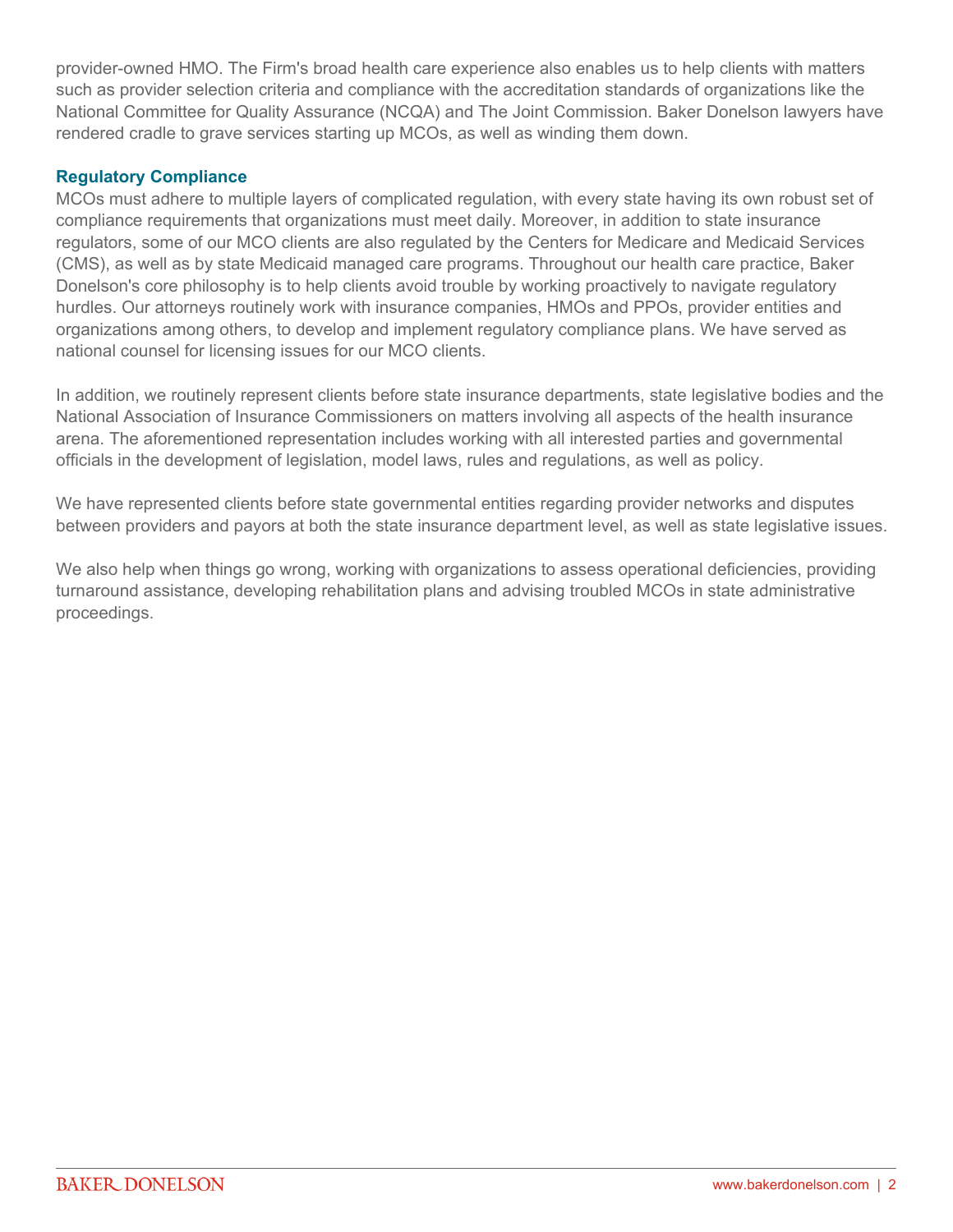provider-owned HMO. The Firm's broad health care experience also enables us to help clients with matters such as provider selection criteria and compliance with the accreditation standards of organizations like the National Committee for Quality Assurance (NCQA) and The Joint Commission. Baker Donelson lawyers have rendered cradle to grave services starting up MCOs, as well as winding them down.

### Regulatory Compliance

MCOs must adhere to multiple layers of complicated regulation, with every state having its own robust set of compliance requirements that organizations must meet daily. Moreover, in addition to state insurance regulators, some of our MCO clients are also regulated by the Centers for Medicare and Medicaid Services (CMS), as well as by state Medicaid managed care programs. Throughout our health care practice, Baker Donelson's core philosophy is to help clients avoid trouble by working proactively to navigate regulatory hurdles. Our attorneys routinely work with insurance companies, HMOs and PPOs, provider entities and organizations among others, to develop and implement regulatory compliance plans. We have served as national counsel for licensing issues for our MCO clients.

In addition, we routinely represent clients before state insurance departments, state legislative bodies and the National Association of Insurance Commissioners on matters involving all aspects of the health insurance arena. The aforementioned representation includes working with all interested parties and governmental officials in the development of legislation, model laws, rules and regulations, as well as policy.

We have represented clients before state governmental entities regarding provider networks and disputes between providers and payors at both the state insurance department level, as well as state legislative issues.

We also help when things go wrong, working with organizations to assess operational deficiencies, providing turnaround assistance, developing rehabilitation plans and advising troubled MCOs in state administrative proceedings.